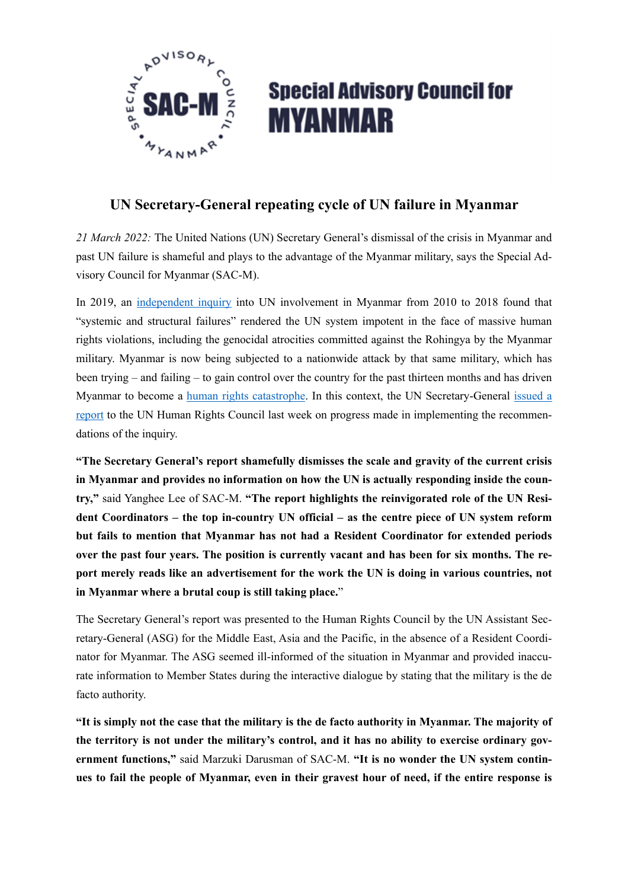**Special Advisory Council for MYANMAR**

# UN Secretary-General repeating cycle of UN failure in Myanmar

*21 March 2022:* The United Nations (UN) Secretary General's dismissal of the crisis in Myanmar and past UN failure is shameful and plays to the advantage of the Myanmar military, says the Special Advisory Council for Myanmar (SAC-M).

In 2019, an independent inquiry into UN involvement in Myanmar from 2010 to 2018 found that "systemic and structural failures" rendered the UN system impotent in the face of massive human rights violations, including the genocidal atrocities committed against the Rohingya by the Myanmar military. Myanmar is now being subjected to a nationwide attack by that same military, which has been trying – and failing – to gain control over the country for the past thirteen months and has driven Myanmar to become a human rights catastrophe. In this context, the UN Secretary-General issued a report to the UN Human Rights Council last week on progress made in implementing the recommendations of the inquiry.

**"The Secretary General's report shamefully dismisses the scale and gravity of the current crisis in Myanmar and provides no information on how the UN is actually responding inside the country,"** said Yanghee Lee of SAC-M. **"The report highlights the reinvigorated role of the UN Resident Coordinators – the top in-country UN official – as the centre piece of UN system reform but fails to mention that Myanmar has not had a Resident Coordinator for extended periods over the past four years. The position is currently vacant and has been for six months. The report merely reads like an advertisement for the work the UN is doing in various countries, not in Myanmar where a brutal coup is still taking place.**"

The Secretary General's report was presented to the Human Rights Council by the UN Assistant Secretary-General (ASG) for the Middle East, Asia and the Pacific, in the absence of a Resident Coordinator for Myanmar. The ASG seemed ill-informed of the situation in Myanmar and provided inaccurate information to Member States during the interactive dialogue by stating that the military is the de facto authority.

**"It is simply not the case that the military is the de facto authority in Myanmar. The majority of the territory is not under the military's control, and it has no ability to exercise ordinary government functions,"** said Marzuki Darusman of SAC-M. **"It is no wonder the UN system continues to fail the people of Myanmar, even in their gravest hour of need, if the entire response is**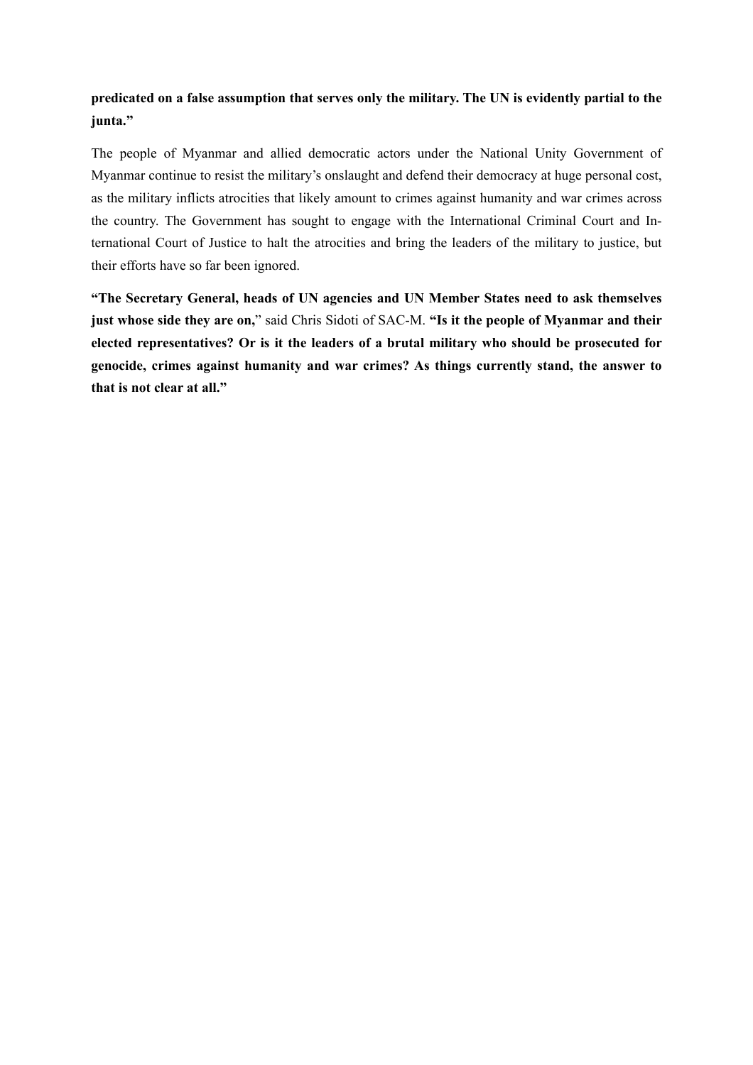**predicated on a false assumption that serves only the military. The UN is evidently partial to the junta."**

The people of Myanmar and allied democratic actors under the National Unity Government of Myanmar continue to resist the military's onslaught and defend their democracy at huge personal cost, as the military inflicts atrocities that likely amount to crimes against humanity and war crimes across the country. The Government has sought to engage with the International Criminal Court and International Court of Justice to halt the atrocities and bring the leaders of the military to justice, but their efforts have so far been ignored.

**"The Secretary General, heads of UN agencies and UN Member States need to ask themselves just whose side they are on,"** said Chris Sidoti of SAC-M. **"Is it the people of Myanmar and their elected representatives? Or is it the leaders of a brutal military who should be prosecuted for genocide, crimes against humanity and war crimes? As things currently stand, the answer to that is not clear at all."**